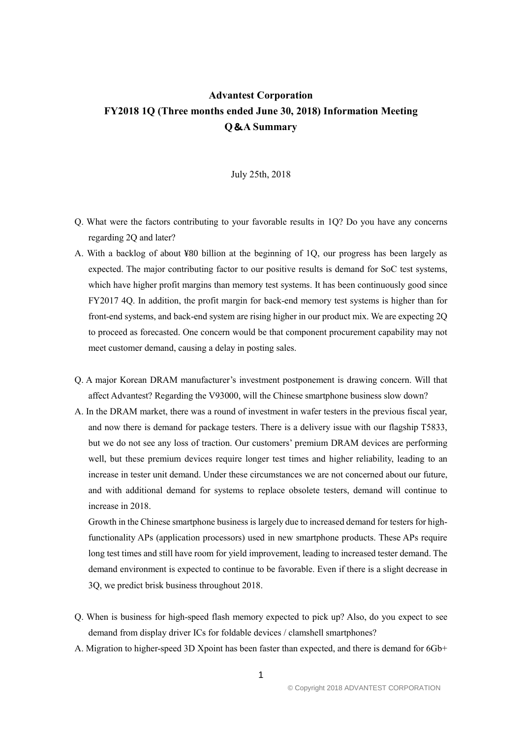# Advantest Corporation
# FY2018 1Q (Three months ended June 30, 2018) Information Meeting
# Q&A Summary

July 25th, 2018

Q. What were the factors contributing to your favorable results in 1Q? Do you have any concerns regarding 2Q and later?

A. With a backlog of about ¥80 billion at the beginning of 1Q, our progress has been largely as expected. The major contributing factor to our positive results is demand for SoC test systems, which have higher profit margins than memory test systems. It has been continuously good since FY2017 4Q. In addition, the profit margin for back-end memory test systems is higher than for front-end systems, and back-end system are rising higher in our product mix. We are expecting 2Q to proceed as forecasted. One concern would be that component procurement capability may not meet customer demand, causing a delay in posting sales.

Q. A major Korean DRAM manufacturer's investment postponement is drawing concern. Will that affect Advantest? Regarding the V93000, will the Chinese smartphone business slow down?

A. In the DRAM market, there was a round of investment in wafer testers in the previous fiscal year, and now there is demand for package testers. There is a delivery issue with our flagship T5833, but we do not see any loss of traction. Our customers' premium DRAM devices are performing well, but these premium devices require longer test times and higher reliability, leading to an increase in tester unit demand. Under these circumstances we are not concerned about our future, and with additional demand for systems to replace obsolete testers, demand will continue to increase in 2018.

Growth in the Chinese smartphone business is largely due to increased demand for testers for high-functionality APs (application processors) used in new smartphone products. These APs require long test times and still have room for yield improvement, leading to increased tester demand. The demand environment is expected to continue to be favorable. Even if there is a slight decrease in 3Q, we predict brisk business throughout 2018.

Q. When is business for high-speed flash memory expected to pick up? Also, do you expect to see demand from display driver ICs for foldable devices / clamshell smartphones?

A. Migration to higher-speed 3D Xpoint has been faster than expected, and there is demand for 6Gb+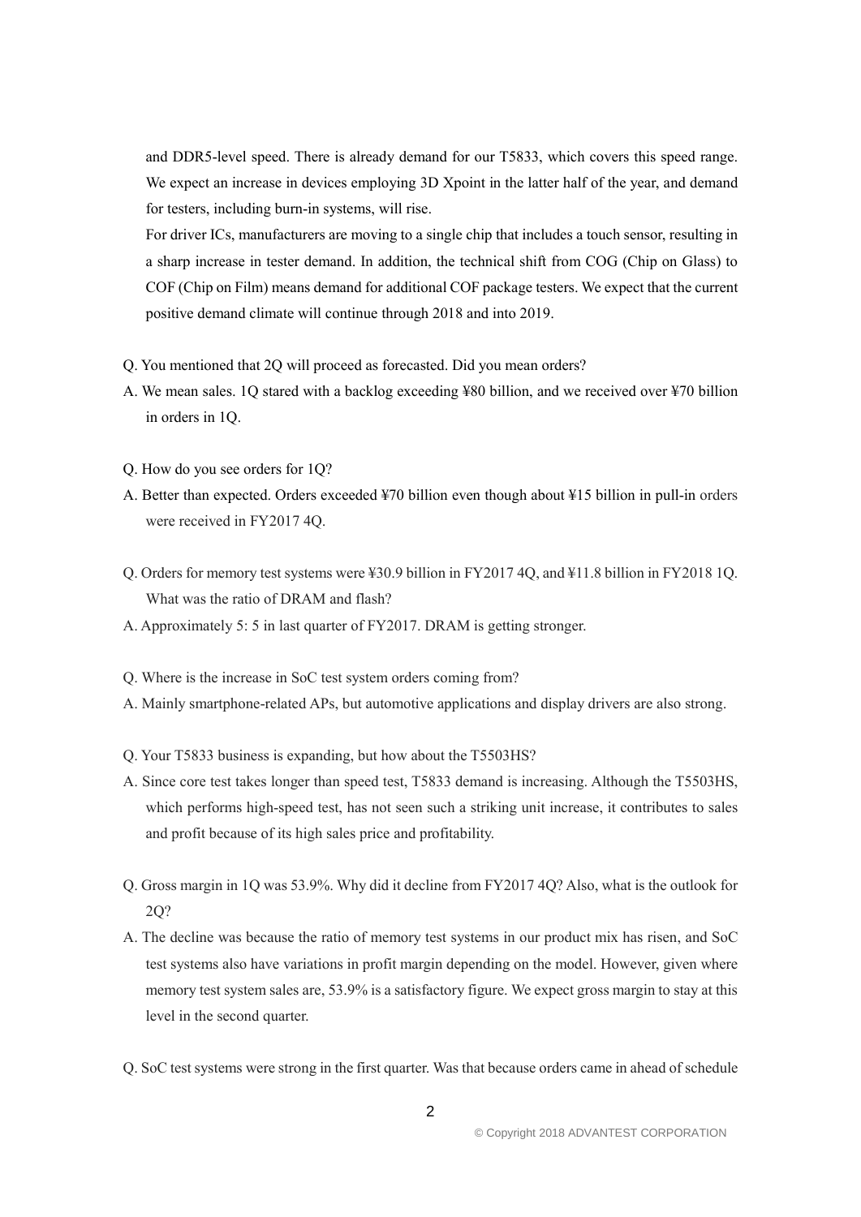and DDR5-level speed. There is already demand for our T5833, which covers this speed range. We expect an increase in devices employing 3D Xpoint in the latter half of the year, and demand for testers, including burn-in systems, will rise.

For driver ICs, manufacturers are moving to a single chip that includes a touch sensor, resulting in a sharp increase in tester demand. In addition, the technical shift from COG (Chip on Glass) to COF (Chip on Film) means demand for additional COF package testers. We expect that the current positive demand climate will continue through 2018 and into 2019.

Q. You mentioned that 2Q will proceed as forecasted. Did you mean orders?

A. We mean sales. 1Q stared with a backlog exceeding ¥80 billion, and we received over ¥70 billion in orders in 1Q.

Q. How do you see orders for 1Q?

A. Better than expected. Orders exceeded ¥70 billion even though about ¥15 billion in pull-in orders were received in FY2017 4Q.

Q. Orders for memory test systems were ¥30.9 billion in FY2017 4Q, and ¥11.8 billion in FY2018 1Q. What was the ratio of DRAM and flash?

A. Approximately 5: 5 in last quarter of FY2017. DRAM is getting stronger.

Q. Where is the increase in SoC test system orders coming from?

A. Mainly smartphone-related APs, but automotive applications and display drivers are also strong.

Q. Your T5833 business is expanding, but how about the T5503HS?

A. Since core test takes longer than speed test, T5833 demand is increasing. Although the T5503HS, which performs high-speed test, has not seen such a striking unit increase, it contributes to sales and profit because of its high sales price and profitability.

Q. Gross margin in 1Q was 53.9%. Why did it decline from FY2017 4Q? Also, what is the outlook for 2Q?

A. The decline was because the ratio of memory test systems in our product mix has risen, and SoC test systems also have variations in profit margin depending on the model. However, given where memory test system sales are, 53.9% is a satisfactory figure. We expect gross margin to stay at this level in the second quarter.

Q. SoC test systems were strong in the first quarter. Was that because orders came in ahead of schedule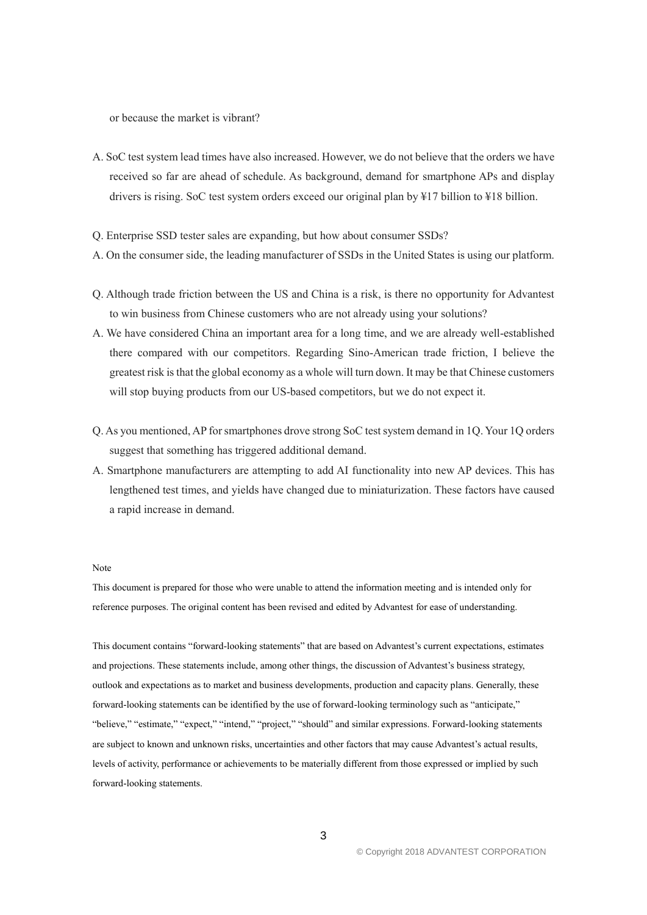or because the market is vibrant?

A. SoC test system lead times have also increased. However, we do not believe that the orders we have received so far are ahead of schedule. As background, demand for smartphone APs and display drivers is rising. SoC test system orders exceed our original plan by ¥17 billion to ¥18 billion.

Q. Enterprise SSD tester sales are expanding, but how about consumer SSDs?

A. On the consumer side, the leading manufacturer of SSDs in the United States is using our platform.

Q. Although trade friction between the US and China is a risk, is there no opportunity for Advantest to win business from Chinese customers who are not already using your solutions?

A. We have considered China an important area for a long time, and we are already well-established there compared with our competitors. Regarding Sino-American trade friction, I believe the greatest risk is that the global economy as a whole will turn down. It may be that Chinese customers will stop buying products from our US-based competitors, but we do not expect it.

Q. As you mentioned, AP for smartphones drove strong SoC test system demand in 1Q. Your 1Q orders suggest that something has triggered additional demand.

A. Smartphone manufacturers are attempting to add AI functionality into new AP devices. This has lengthened test times, and yields have changed due to miniaturization. These factors have caused a rapid increase in demand.

Note

This document is prepared for those who were unable to attend the information meeting and is intended only for reference purposes. The original content has been revised and edited by Advantest for ease of understanding.

This document contains "forward-looking statements" that are based on Advantest's current expectations, estimates and projections. These statements include, among other things, the discussion of Advantest's business strategy, outlook and expectations as to market and business developments, production and capacity plans. Generally, these forward-looking statements can be identified by the use of forward-looking terminology such as "anticipate," "believe," "estimate," "expect," "intend," "project," "should" and similar expressions. Forward-looking statements are subject to known and unknown risks, uncertainties and other factors that may cause Advantest's actual results, levels of activity, performance or achievements to be materially different from those expressed or implied by such forward-looking statements.

© Copyright 2018 ADVANTEST CORPORATION